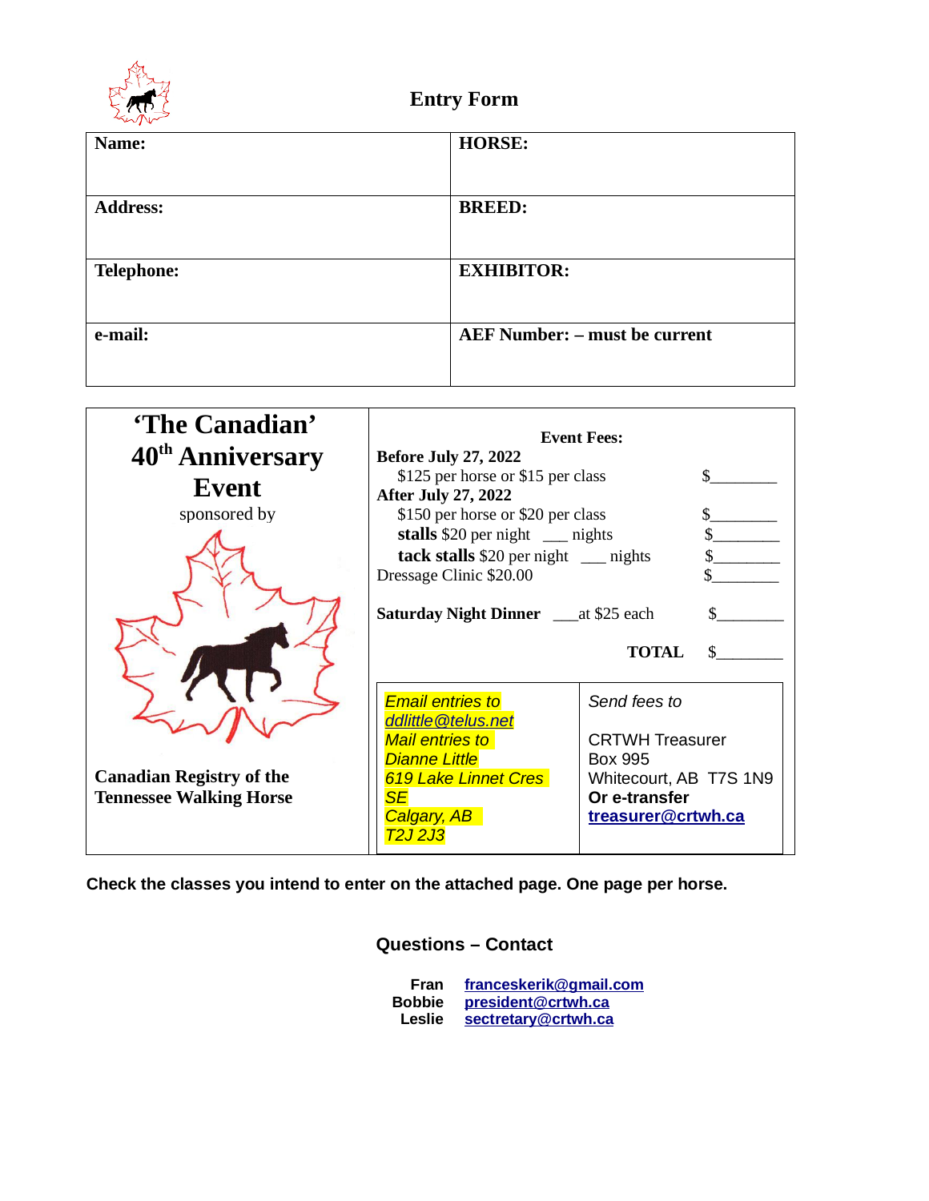# Entry Form

| Name: | HORSE: |
|---|---|
| Address: | BREED: |
| Telephone: | EXHIBITOR: |
| e-mail: | AEF Number: – must be current |

## ‘The Canadian’ 40th Anniversary Event

sponsored by

**Canadian Registry of the Tennessee Walking Horse**

**Event Fees:**

**Before July 27, 2022**

$125 per horse or $15 per class $________

**After July 27, 2022**

$150 per horse or $20 per class $________

**stalls** $20 per night ___ nights $________

**tack stalls** $20 per night ___ nights $________

Dressage Clinic $20.00 $________

**Saturday Night Dinner** ___at $25 each $________

**TOTAL** $________

| *Email entries to ddlittle@telus.net* *Mail entries to Dianne Little 619 Lake Linnet Cres SE Calgary, AB T2J 2J3* | *Send fees to* CRTWH Treasurer Box 995 Whitecourt, AB T7S 1N9 **Or e-transfer** **treasurer@crtwh.ca** |
|---|---|

**Check the classes you intend to enter on the attached page. One page per horse.**

### Questions – Contact

**Fran** **franceskerik@gmail.com**
**Bobbie** **president@crtwh.ca**
**Leslie** **sectretary@crtwh.ca**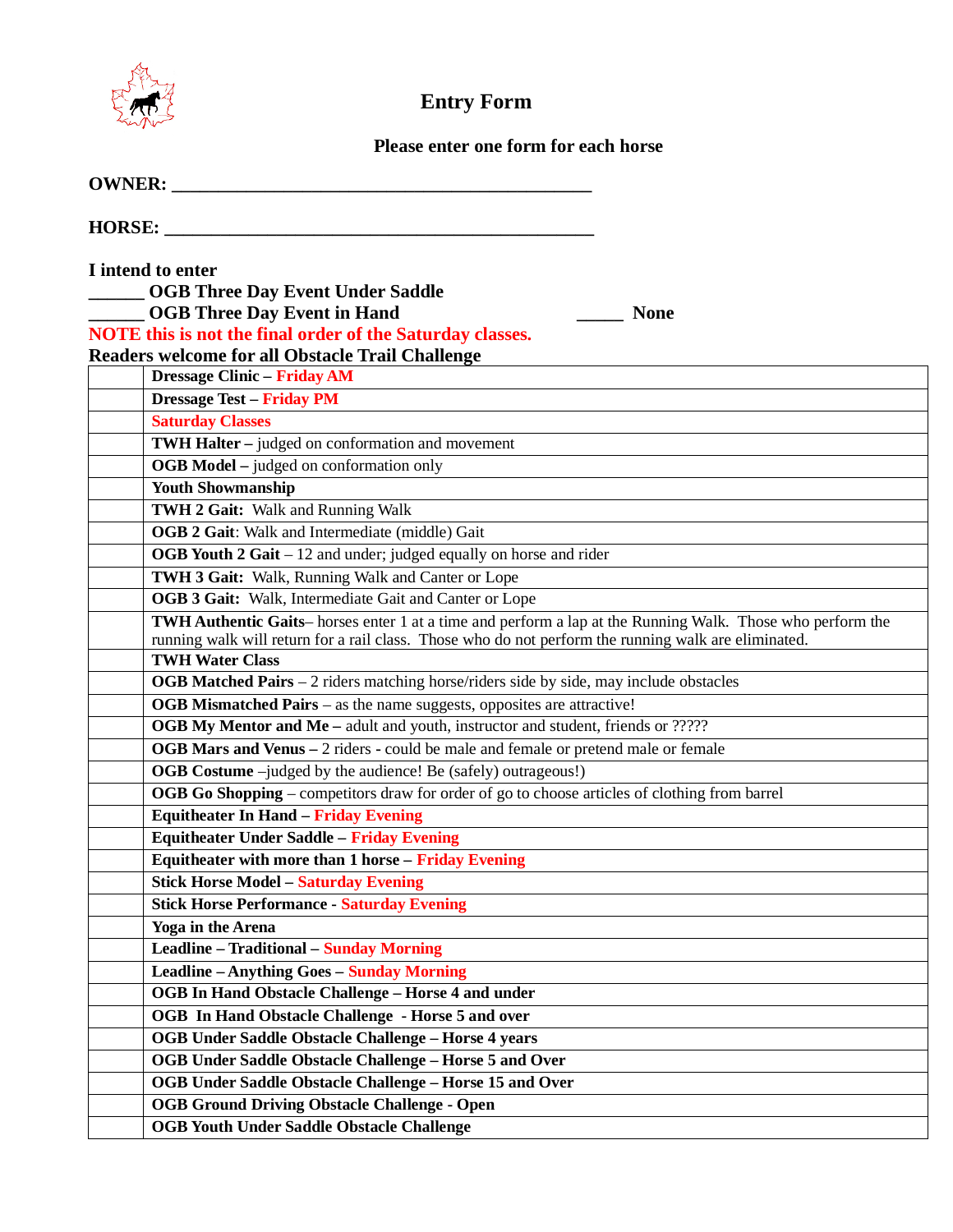# Entry Form

**Please enter one form for each horse**

**OWNER: ___________________________________________**

**HORSE: ___________________________________________**

**I intend to enter**

**______ OGB Three Day Event Under Saddle**

**______ OGB Three Day Event in Hand** **_____ None**

**NOTE this is not the final order of the Saturday classes.**

**Readers welcome for all Obstacle Trail Challenge**

| | |
|---|---|
| | **Dressage Clinic – Friday AM** |
| | **Dressage Test – Friday PM** |
| | **Saturday Classes** |
| | **TWH Halter –** judged on conformation and movement |
| | **OGB Model –** judged on conformation only |
| | **Youth Showmanship** |
| | **TWH 2 Gait:** Walk and Running Walk |
| | **OGB 2 Gait**: Walk and Intermediate (middle) Gait |
| | **OGB Youth 2 Gait** – 12 and under; judged equally on horse and rider |
| | **TWH 3 Gait:** Walk, Running Walk and Canter or Lope |
| | **OGB 3 Gait:** Walk, Intermediate Gait and Canter or Lope |
| | **TWH Authentic Gaits**– horses enter 1 at a time and perform a lap at the Running Walk. Those who perform the running walk will return for a rail class. Those who do not perform the running walk are eliminated. |
| | **TWH Water Class** |
| | **OGB Matched Pairs** – 2 riders matching horse/riders side by side, may include obstacles |
| | **OGB Mismatched Pairs** – as the name suggests, opposites are attractive! |
| | **OGB My Mentor and Me –** adult and youth, instructor and student, friends or ????? |
| | **OGB Mars and Venus –** 2 riders - could be male and female or pretend male or female |
| | **OGB Costume** –judged by the audience! Be (safely) outrageous!) |
| | **OGB Go Shopping** – competitors draw for order of go to choose articles of clothing from barrel |
| | **Equitheater In Hand – Friday Evening** |
| | **Equitheater Under Saddle – Friday Evening** |
| | **Equitheater with more than 1 horse – Friday Evening** |
| | **Stick Horse Model – Saturday Evening** |
| | **Stick Horse Performance - Saturday Evening** |
| | **Yoga in the Arena** |
| | **Leadline – Traditional – Sunday Morning** |
| | **Leadline – Anything Goes – Sunday Morning** |
| | **OGB In Hand Obstacle Challenge – Horse 4 and under** |
| | **OGB In Hand Obstacle Challenge - Horse 5 and over** |
| | **OGB Under Saddle Obstacle Challenge – Horse 4 years** |
| | **OGB Under Saddle Obstacle Challenge – Horse 5 and Over** |
| | **OGB Under Saddle Obstacle Challenge – Horse 15 and Over** |
| | **OGB Ground Driving Obstacle Challenge - Open** |
| | **OGB Youth Under Saddle Obstacle Challenge** |